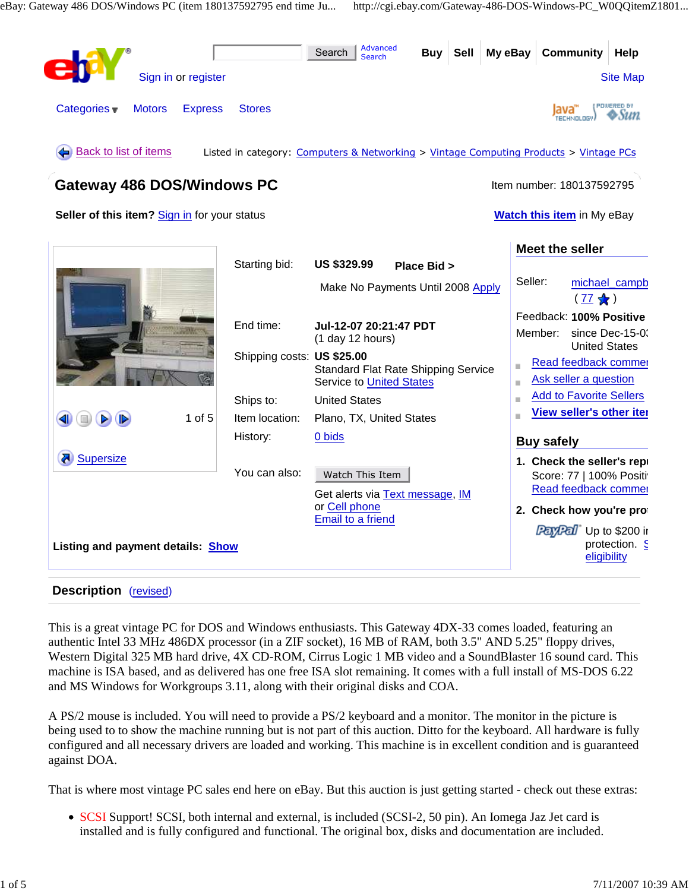Search | Advanced Search

Buy | Sell | My eBay | Community | Help

Sign in or register

Site Map

Categories | Motors | Express | Stores

Back to list of items

Listed in category: Computers & Networking > Vintage Computing Products > Vintage PCs

# Gateway 486 DOS/Windows PC

Item number: 180137592795

**Seller of this item?** Sign in for your status

**Watch this item** in My eBay

1 of 5

Supersize

| | |
|---|---|
| Starting bid: | **US $329.99** **Place Bid >** |
| | Make No Payments Until 2008 Apply |
| End time: | **Jul-12-07 20:21:47 PDT** (1 day 12 hours) |
| Shipping costs: | **US $25.00** Standard Flat Rate Shipping Service Service to United States |
| Ships to: | United States |
| Item location: | Plano, TX, United States |
| History: | 0 bids |
| You can also: | Watch This Item |
| | Get alerts via Text message, IM or Cell phone |
| | Email to a friend |

**Listing and payment details:** Show

## Meet the seller

Seller: michael_campb ( 77 )

Feedback: **100% Positive**

Member: since Dec-15-0 United States

- Read feedback comme
- Ask seller a question
- Add to Favorite Sellers
- **View seller's other ite**

## Buy safely

1. **Check the seller's rep**
   Score: 77 | 100% Positi
   Read feedback comme
2. **Check how you're pro**
   PayPal Up to $200 i protection. S eligibility

## Description (revised)

This is a great vintage PC for DOS and Windows enthusiasts. This Gateway 4DX-33 comes loaded, featuring an authentic Intel 33 MHz 486DX processor (in a ZIF socket), 16 MB of RAM, both 3.5" AND 5.25" floppy drives, Western Digital 325 MB hard drive, 4X CD-ROM, Cirrus Logic 1 MB video and a SoundBlaster 16 sound card. This machine is ISA based, and as delivered has one free ISA slot remaining. It comes with a full install of MS-DOS 6.22 and MS Windows for Workgroups 3.11, along with their original disks and COA.

A PS/2 mouse is included. You will need to provide a PS/2 keyboard and a monitor. The monitor in the picture is being used to to show the machine running but is not part of this auction. Ditto for the keyboard. All hardware is fully configured and all necessary drivers are loaded and working. This machine is in excellent condition and is guaranteed against DOA.

That is where most vintage PC sales end here on eBay. But this auction is just getting started - check out these extras:

- SCSI Support! SCSI, both internal and external, is included (SCSI-2, 50 pin). An Iomega Jaz Jet card is installed and is fully configured and functional. The original box, disks and documentation are included.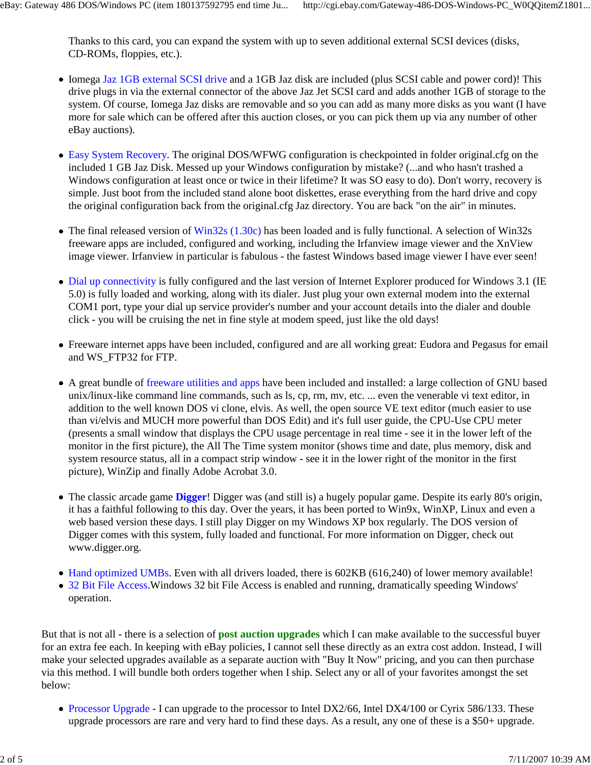Thanks to this card, you can expand the system with up to seven additional external SCSI devices (disks, CD-ROMs, floppies, etc.).

- Iomega Jaz 1GB external SCSI drive and a 1GB Jaz disk are included (plus SCSI cable and power cord)! This drive plugs in via the external connector of the above Jaz Jet SCSI card and adds another 1GB of storage to the system. Of course, Iomega Jaz disks are removable and so you can add as many more disks as you want (I have more for sale which can be offered after this auction closes, or you can pick them up via any number of other eBay auctions).

- Easy System Recovery. The original DOS/WFWG configuration is checkpointed in folder original.cfg on the included 1 GB Jaz Disk. Messed up your Windows configuration by mistake? (...and who hasn't trashed a Windows configuration at least once or twice in their lifetime? It was SO easy to do). Don't worry, recovery is simple. Just boot from the included stand alone boot diskettes, erase everything from the hard drive and copy the original configuration back from the original.cfg Jaz directory. You are back "on the air" in minutes.

- The final released version of Win32s (1.30c) has been loaded and is fully functional. A selection of Win32s freeware apps are included, configured and working, including the Irfanview image viewer and the XnView image viewer. Irfanview in particular is fabulous - the fastest Windows based image viewer I have ever seen!

- Dial up connectivity is fully configured and the last version of Internet Explorer produced for Windows 3.1 (IE 5.0) is fully loaded and working, along with its dialer. Just plug your own external modem into the external COM1 port, type your dial up service provider's number and your account details into the dialer and double click - you will be cruising the net in fine style at modem speed, just like the old days!

- Freeware internet apps have been included, configured and are all working great: Eudora and Pegasus for email and WS_FTP32 for FTP.

- A great bundle of freeware utilities and apps have been included and installed: a large collection of GNU based unix/linux-like command line commands, such as ls, cp, rm, mv, etc. ... even the venerable vi text editor, in addition to the well known DOS vi clone, elvis. As well, the open source VE text editor (much easier to use than vi/elvis and MUCH more powerful than DOS Edit) and it's full user guide, the CPU-Use CPU meter (presents a small window that displays the CPU usage percentage in real time - see it in the lower left of the monitor in the first picture), the All The Time system monitor (shows time and date, plus memory, disk and system resource status, all in a compact strip window - see it in the lower right of the monitor in the first picture), WinZip and finally Adobe Acrobat 3.0.

- The classic arcade game **Digger**! Digger was (and still is) a hugely popular game. Despite its early 80's origin, it has a faithful following to this day. Over the years, it has been ported to Win9x, WinXP, Linux and even a web based version these days. I still play Digger on my Windows XP box regularly. The DOS version of Digger comes with this system, fully loaded and functional. For more information on Digger, check out www.digger.org.

- Hand optimized UMBs. Even with all drivers loaded, there is 602KB (616,240) of lower memory available!
- 32 Bit File Access.Windows 32 bit File Access is enabled and running, dramatically speeding Windows' operation.

But that is not all - there is a selection of **post auction upgrades** which I can make available to the successful buyer for an extra fee each. In keeping with eBay policies, I cannot sell these directly as an extra cost addon. Instead, I will make your selected upgrades available as a separate auction with "Buy It Now" pricing, and you can then purchase via this method. I will bundle both orders together when I ship. Select any or all of your favorites amongst the set below:

- Processor Upgrade - I can upgrade to the processor to Intel DX2/66, Intel DX4/100 or Cyrix 586/133. These upgrade processors are rare and very hard to find these days. As a result, any one of these is a $50+ upgrade.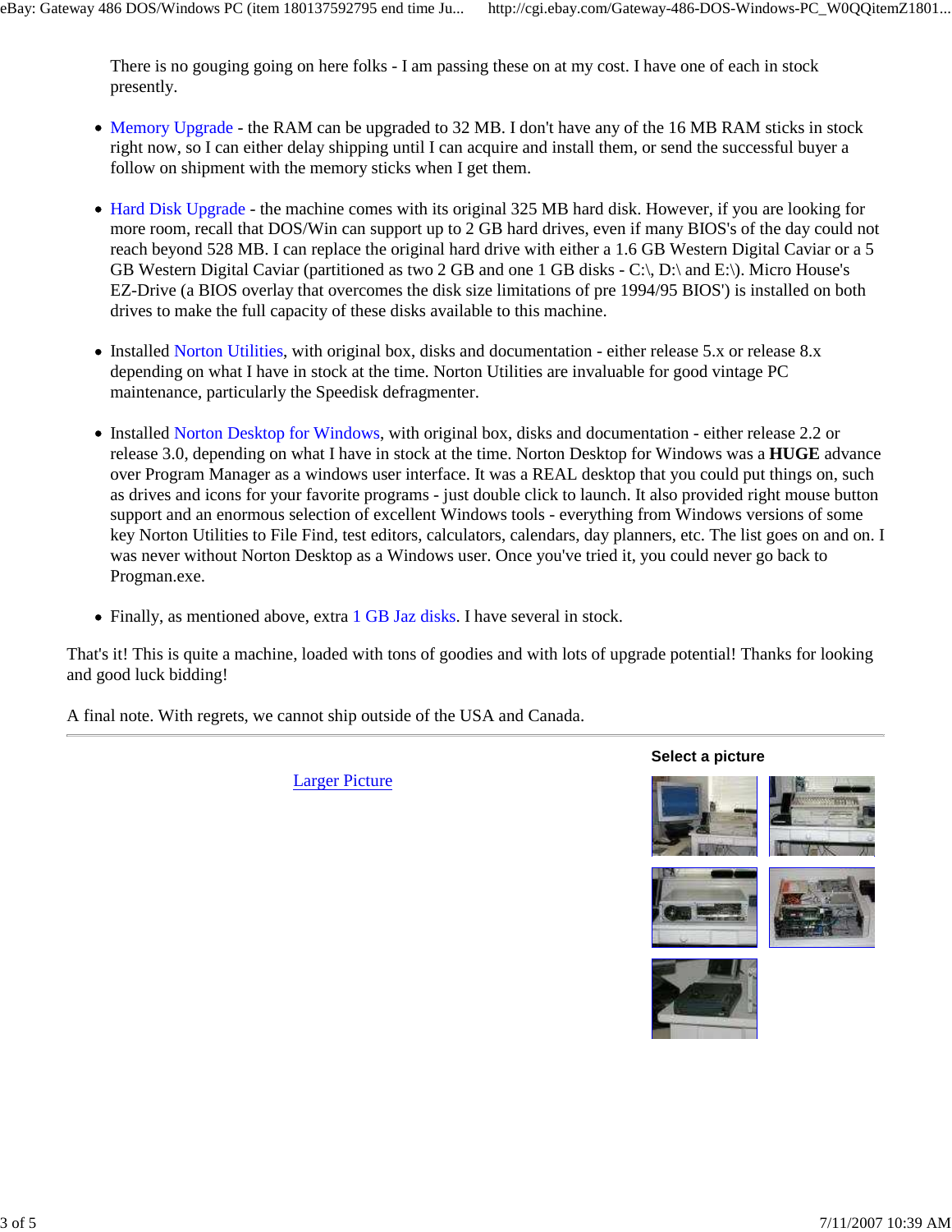There is no gouging going on here folks - I am passing these on at my cost. I have one of each in stock presently.

- Memory Upgrade - the RAM can be upgraded to 32 MB. I don't have any of the 16 MB RAM sticks in stock right now, so I can either delay shipping until I can acquire and install them, or send the successful buyer a follow on shipment with the memory sticks when I get them.

- Hard Disk Upgrade - the machine comes with its original 325 MB hard disk. However, if you are looking for more room, recall that DOS/Win can support up to 2 GB hard drives, even if many BIOS's of the day could not reach beyond 528 MB. I can replace the original hard drive with either a 1.6 GB Western Digital Caviar or a 5 GB Western Digital Caviar (partitioned as two 2 GB and one 1 GB disks - C:\, D:\ and E:\). Micro House's EZ-Drive (a BIOS overlay that overcomes the disk size limitations of pre 1994/95 BIOS') is installed on both drives to make the full capacity of these disks available to this machine.

- Installed Norton Utilities, with original box, disks and documentation - either release 5.x or release 8.x depending on what I have in stock at the time. Norton Utilities are invaluable for good vintage PC maintenance, particularly the Speedisk defragmenter.

- Installed Norton Desktop for Windows, with original box, disks and documentation - either release 2.2 or release 3.0, depending on what I have in stock at the time. Norton Desktop for Windows was a **HUGE** advance over Program Manager as a windows user interface. It was a REAL desktop that you could put things on, such as drives and icons for your favorite programs - just double click to launch. It also provided right mouse button support and an enormous selection of excellent Windows tools - everything from Windows versions of some key Norton Utilities to File Find, test editors, calculators, calendars, day planners, etc. The list goes on and on. I was never without Norton Desktop as a Windows user. Once you've tried it, you could never go back to Progman.exe.

- Finally, as mentioned above, extra 1 GB Jaz disks. I have several in stock.

That's it! This is quite a machine, loaded with tons of goodies and with lots of upgrade potential! Thanks for looking and good luck bidding!

A final note. With regrets, we cannot ship outside of the USA and Canada.

---

Larger Picture

**Select a picture**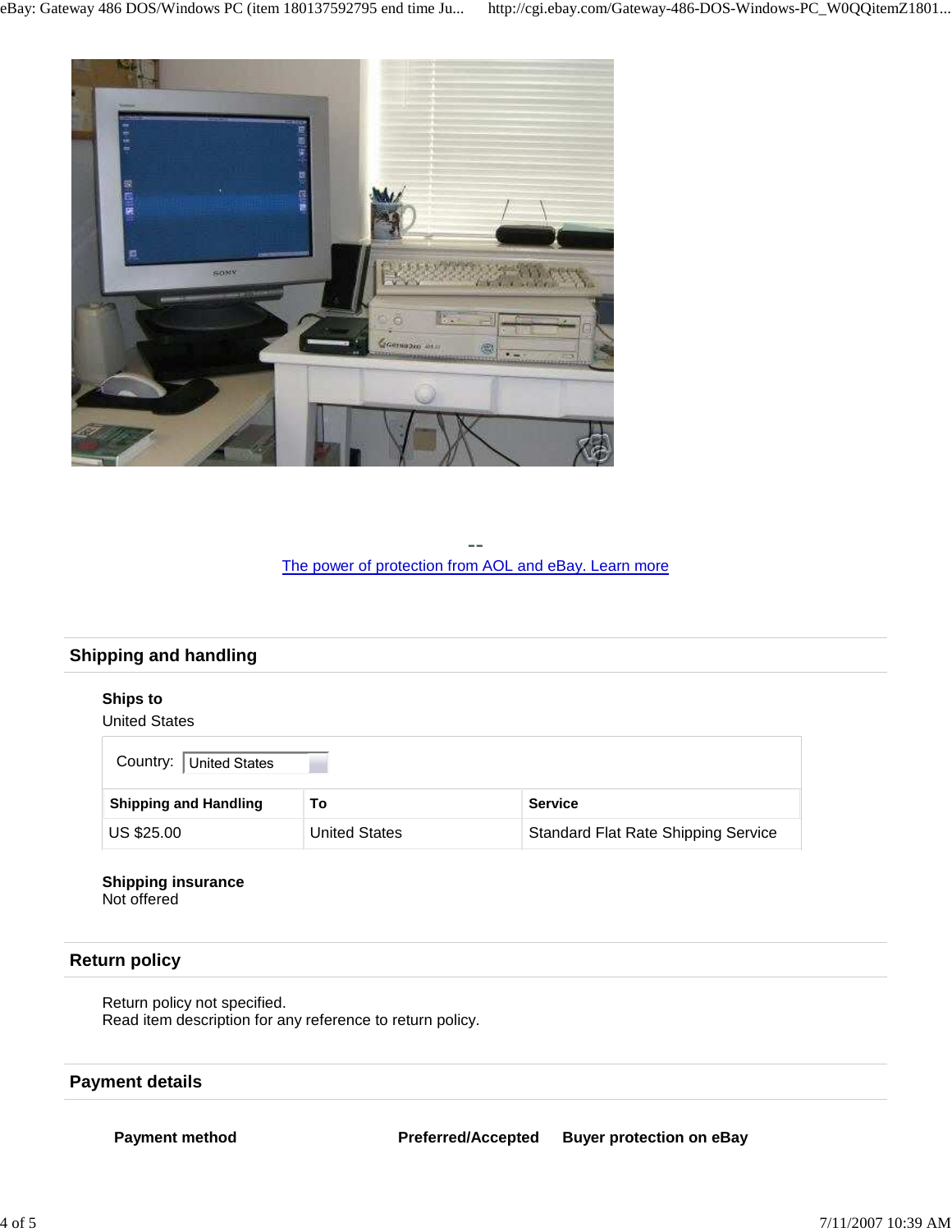--

The power of protection from AOL and eBay. Learn more

## Shipping and handling

**Ships to**
United States

Country: United States

| Shipping and Handling | To | Service |
|---|---|---|
| US $25.00 | United States | Standard Flat Rate Shipping Service |

**Shipping insurance**
Not offered

## Return policy

Return policy not specified.
Read item description for any reference to return policy.

## Payment details

| Payment method | Preferred/Accepted | Buyer protection on eBay |
|---|---|---|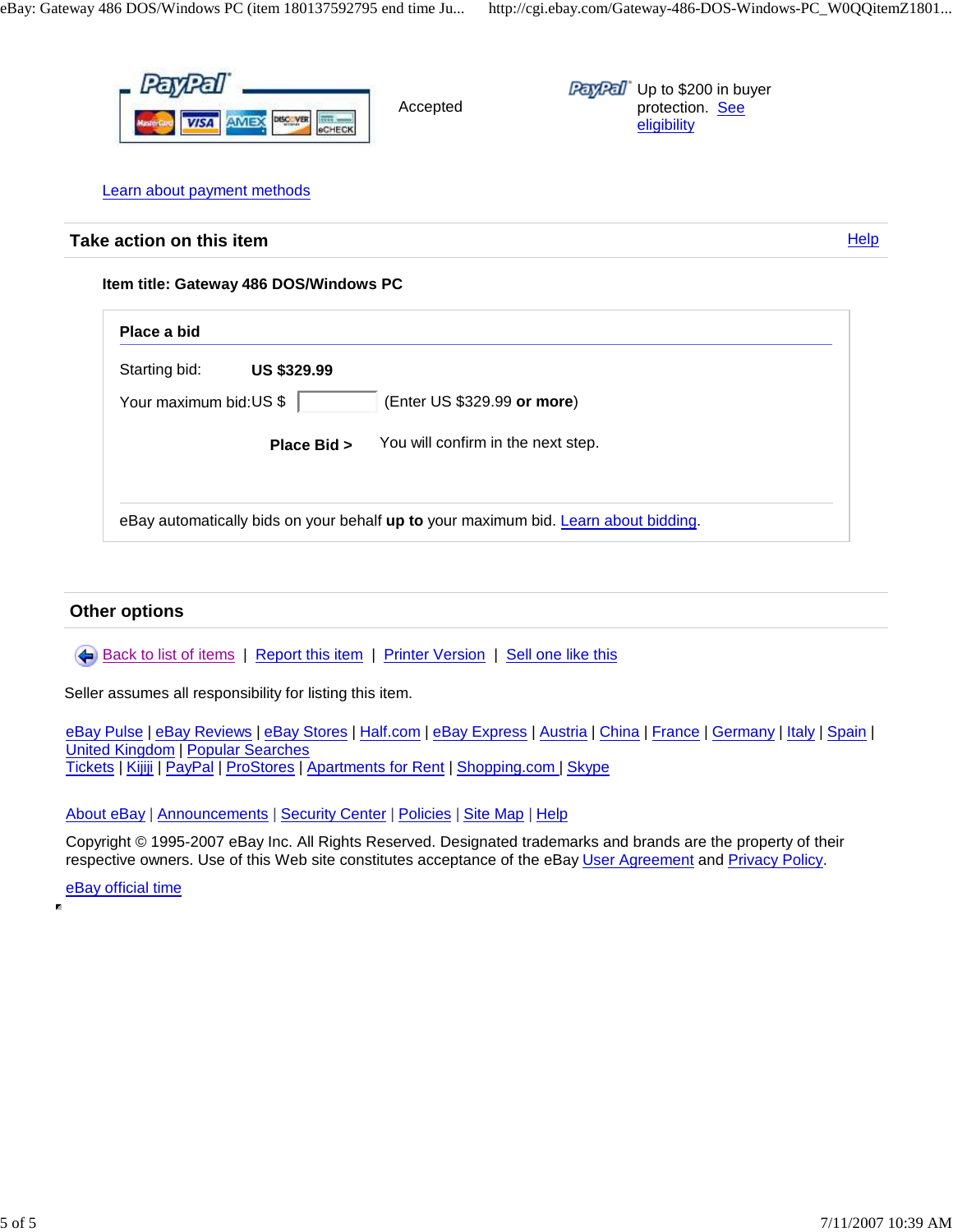Accepted

Up to $200 in buyer protection. See eligibility

Learn about payment methods

## Take action on this item

Help

**Item title: Gateway 486 DOS/Windows PC**

### Place a bid

Starting bid: **US $329.99**

Your maximum bid:US $ (Enter US $329.99 **or more**)

**Place Bid >** You will confirm in the next step.

eBay automatically bids on your behalf **up to** your maximum bid. Learn about bidding.

## Other options

Back to list of items | Report this item | Printer Version | Sell one like this

Seller assumes all responsibility for listing this item.

eBay Pulse | eBay Reviews | eBay Stores | Half.com | eBay Express | Austria | China | France | Germany | Italy | Spain | United Kingdom | Popular Searches
Tickets | Kijiji | PayPal | ProStores | Apartments for Rent | Shopping.com | Skype

About eBay | Announcements | Security Center | Policies | Site Map | Help

Copyright © 1995-2007 eBay Inc. All Rights Reserved. Designated trademarks and brands are the property of their respective owners. Use of this Web site constitutes acceptance of the eBay User Agreement and Privacy Policy.

eBay official time